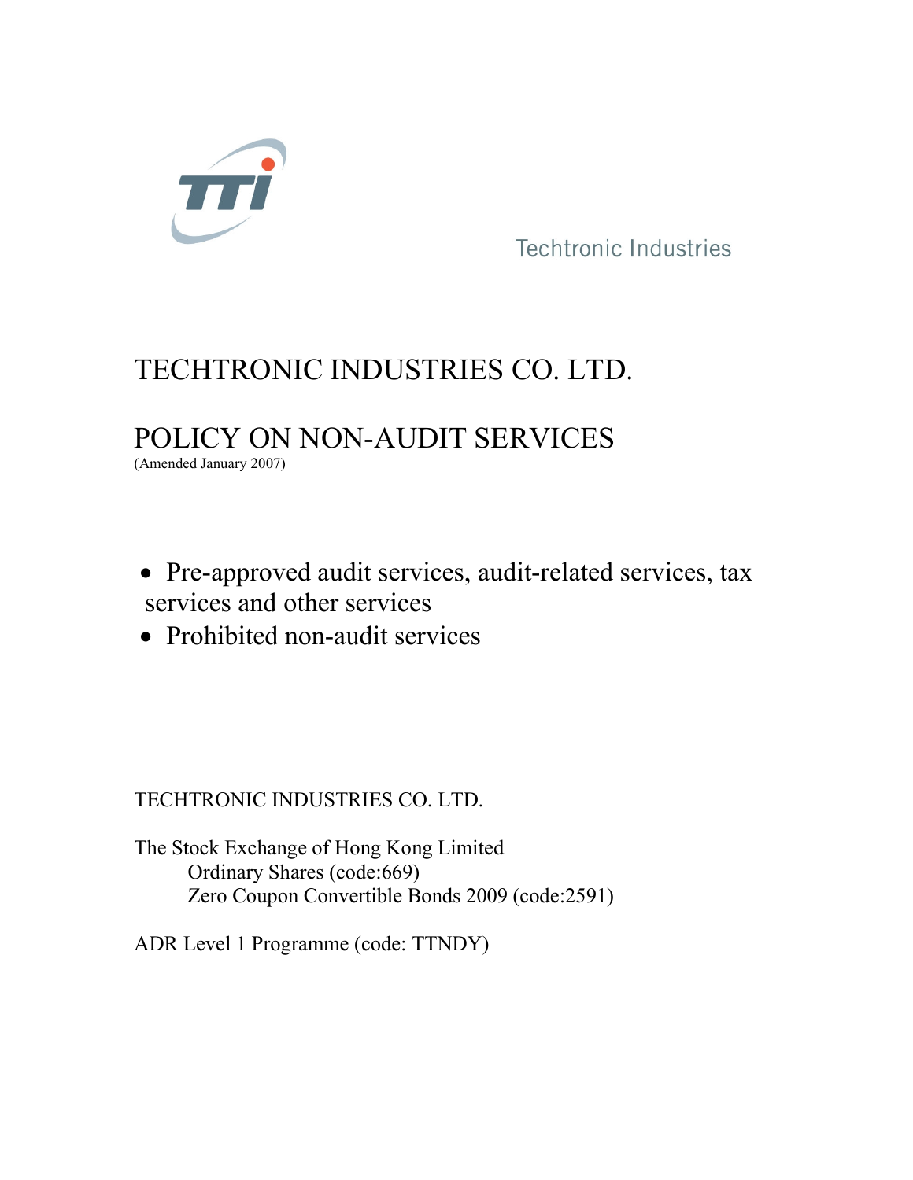Techtronic Industries

# TECHTRONIC INDUSTRIES CO. LTD.

# POLICY ON NON-AUDIT SERVICES

(Amended January 2007)

- Pre-approved audit services, audit-related services, tax services and other services
- Prohibited non-audit services

TECHTRONIC INDUSTRIES CO. LTD.

The Stock Exchange of Hong Kong Limited
Ordinary Shares (code:669)
Zero Coupon Convertible Bonds 2009 (code:2591)

ADR Level 1 Programme (code: TTNDY)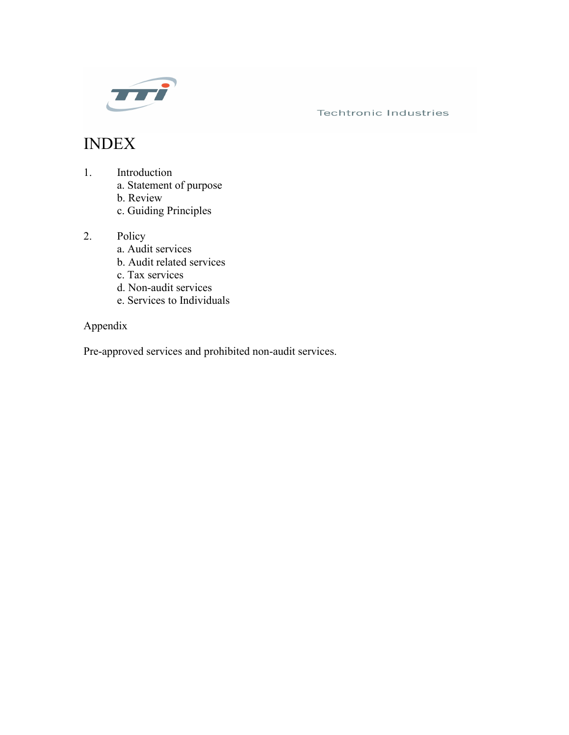# INDEX

1. Introduction
   a. Statement of purpose
   b. Review
   c. Guiding Principles

2. Policy
   a. Audit services
   b. Audit related services
   c. Tax services
   d. Non-audit services
   e. Services to Individuals

Appendix

Pre-approved services and prohibited non-audit services.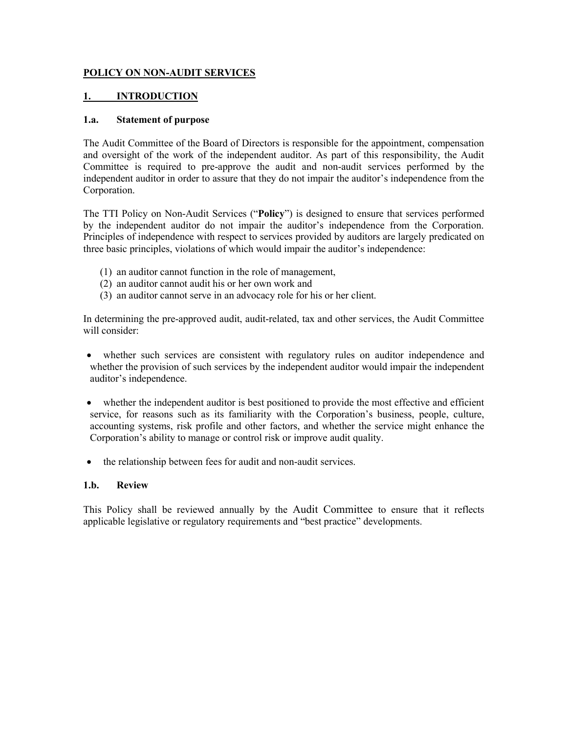## POLICY ON NON-AUDIT SERVICES

### 1. INTRODUCTION

#### 1.a. Statement of purpose

The Audit Committee of the Board of Directors is responsible for the appointment, compensation and oversight of the work of the independent auditor. As part of this responsibility, the Audit Committee is required to pre-approve the audit and non-audit services performed by the independent auditor in order to assure that they do not impair the auditor's independence from the Corporation.

The TTI Policy on Non-Audit Services ("**Policy**") is designed to ensure that services performed by the independent auditor do not impair the auditor's independence from the Corporation. Principles of independence with respect to services provided by auditors are largely predicated on three basic principles, violations of which would impair the auditor's independence:

(1) an auditor cannot function in the role of management,
(2) an auditor cannot audit his or her own work and
(3) an auditor cannot serve in an advocacy role for his or her client.

In determining the pre-approved audit, audit-related, tax and other services, the Audit Committee will consider:

- whether such services are consistent with regulatory rules on auditor independence and whether the provision of such services by the independent auditor would impair the independent auditor's independence.

- whether the independent auditor is best positioned to provide the most effective and efficient service, for reasons such as its familiarity with the Corporation's business, people, culture, accounting systems, risk profile and other factors, and whether the service might enhance the Corporation's ability to manage or control risk or improve audit quality.

- the relationship between fees for audit and non-audit services.

#### 1.b. Review

This Policy shall be reviewed annually by the Audit Committee to ensure that it reflects applicable legislative or regulatory requirements and "best practice" developments.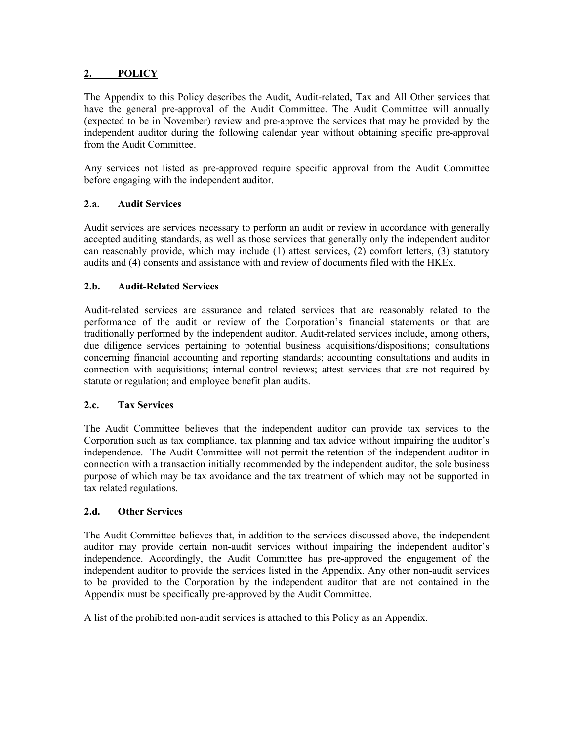## 2. POLICY

The Appendix to this Policy describes the Audit, Audit-related, Tax and All Other services that have the general pre-approval of the Audit Committee. The Audit Committee will annually (expected to be in November) review and pre-approve the services that may be provided by the independent auditor during the following calendar year without obtaining specific pre-approval from the Audit Committee.

Any services not listed as pre-approved require specific approval from the Audit Committee before engaging with the independent auditor.

### 2.a. Audit Services

Audit services are services necessary to perform an audit or review in accordance with generally accepted auditing standards, as well as those services that generally only the independent auditor can reasonably provide, which may include (1) attest services, (2) comfort letters, (3) statutory audits and (4) consents and assistance with and review of documents filed with the HKEx.

### 2.b. Audit-Related Services

Audit-related services are assurance and related services that are reasonably related to the performance of the audit or review of the Corporation's financial statements or that are traditionally performed by the independent auditor. Audit-related services include, among others, due diligence services pertaining to potential business acquisitions/dispositions; consultations concerning financial accounting and reporting standards; accounting consultations and audits in connection with acquisitions; internal control reviews; attest services that are not required by statute or regulation; and employee benefit plan audits.

### 2.c. Tax Services

The Audit Committee believes that the independent auditor can provide tax services to the Corporation such as tax compliance, tax planning and tax advice without impairing the auditor's independence. The Audit Committee will not permit the retention of the independent auditor in connection with a transaction initially recommended by the independent auditor, the sole business purpose of which may be tax avoidance and the tax treatment of which may not be supported in tax related regulations.

### 2.d. Other Services

The Audit Committee believes that, in addition to the services discussed above, the independent auditor may provide certain non-audit services without impairing the independent auditor's independence. Accordingly, the Audit Committee has pre-approved the engagement of the independent auditor to provide the services listed in the Appendix. Any other non-audit services to be provided to the Corporation by the independent auditor that are not contained in the Appendix must be specifically pre-approved by the Audit Committee.

A list of the prohibited non-audit services is attached to this Policy as an Appendix.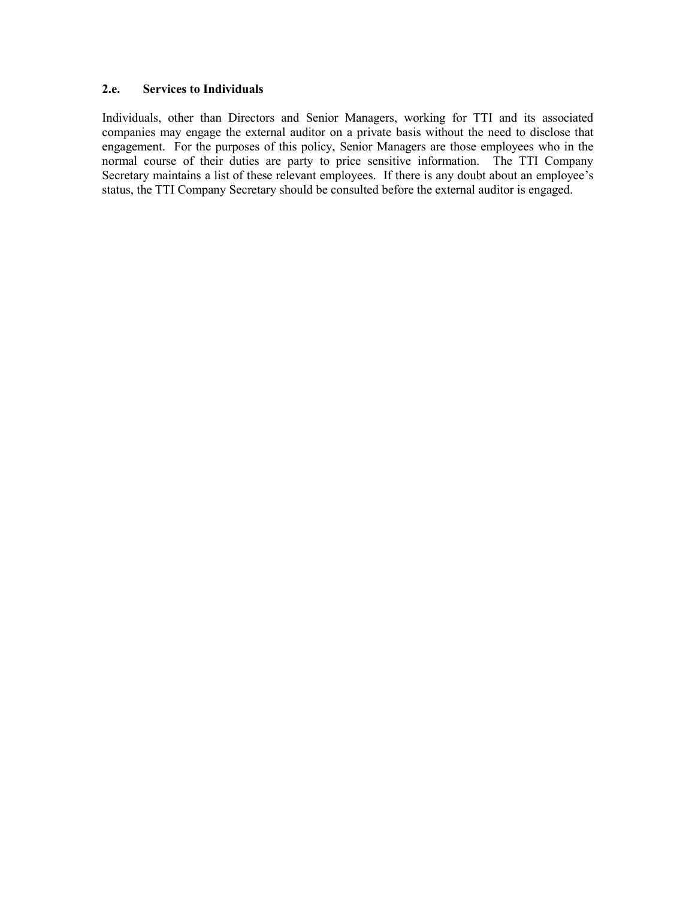### 2.e. Services to Individuals

Individuals, other than Directors and Senior Managers, working for TTI and its associated companies may engage the external auditor on a private basis without the need to disclose that engagement. For the purposes of this policy, Senior Managers are those employees who in the normal course of their duties are party to price sensitive information. The TTI Company Secretary maintains a list of these relevant employees. If there is any doubt about an employee's status, the TTI Company Secretary should be consulted before the external auditor is engaged.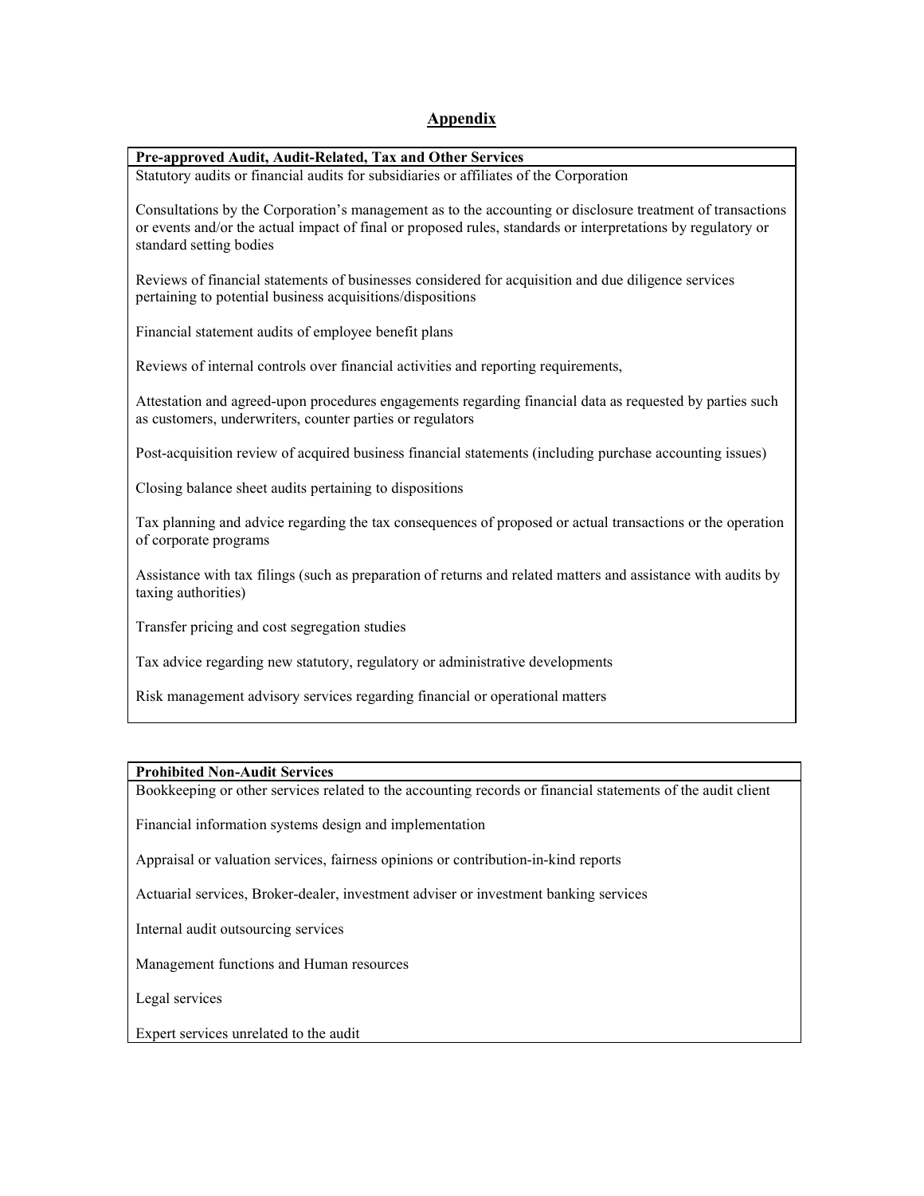## Appendix

| Pre-approved Audit, Audit-Related, Tax and Other Services |
| --- |
| Statutory audits or financial audits for subsidiaries or affiliates of the Corporation |
| Consultations by the Corporation's management as to the accounting or disclosure treatment of transactions or events and/or the actual impact of final or proposed rules, standards or interpretations by regulatory or standard setting bodies |
| Reviews of financial statements of businesses considered for acquisition and due diligence services pertaining to potential business acquisitions/dispositions |
| Financial statement audits of employee benefit plans |
| Reviews of internal controls over financial activities and reporting requirements, |
| Attestation and agreed-upon procedures engagements regarding financial data as requested by parties such as customers, underwriters, counter parties or regulators |
| Post-acquisition review of acquired business financial statements (including purchase accounting issues) |
| Closing balance sheet audits pertaining to dispositions |
| Tax planning and advice regarding the tax consequences of proposed or actual transactions or the operation of corporate programs |
| Assistance with tax filings (such as preparation of returns and related matters and assistance with audits by taxing authorities) |
| Transfer pricing and cost segregation studies |
| Tax advice regarding new statutory, regulatory or administrative developments |
| Risk management advisory services regarding financial or operational matters |

| Prohibited Non-Audit Services |
| --- |
| Bookkeeping or other services related to the accounting records or financial statements of the audit client |
| Financial information systems design and implementation |
| Appraisal or valuation services, fairness opinions or contribution-in-kind reports |
| Actuarial services, Broker-dealer, investment adviser or investment banking services |
| Internal audit outsourcing services |
| Management functions and Human resources |
| Legal services |
| Expert services unrelated to the audit |